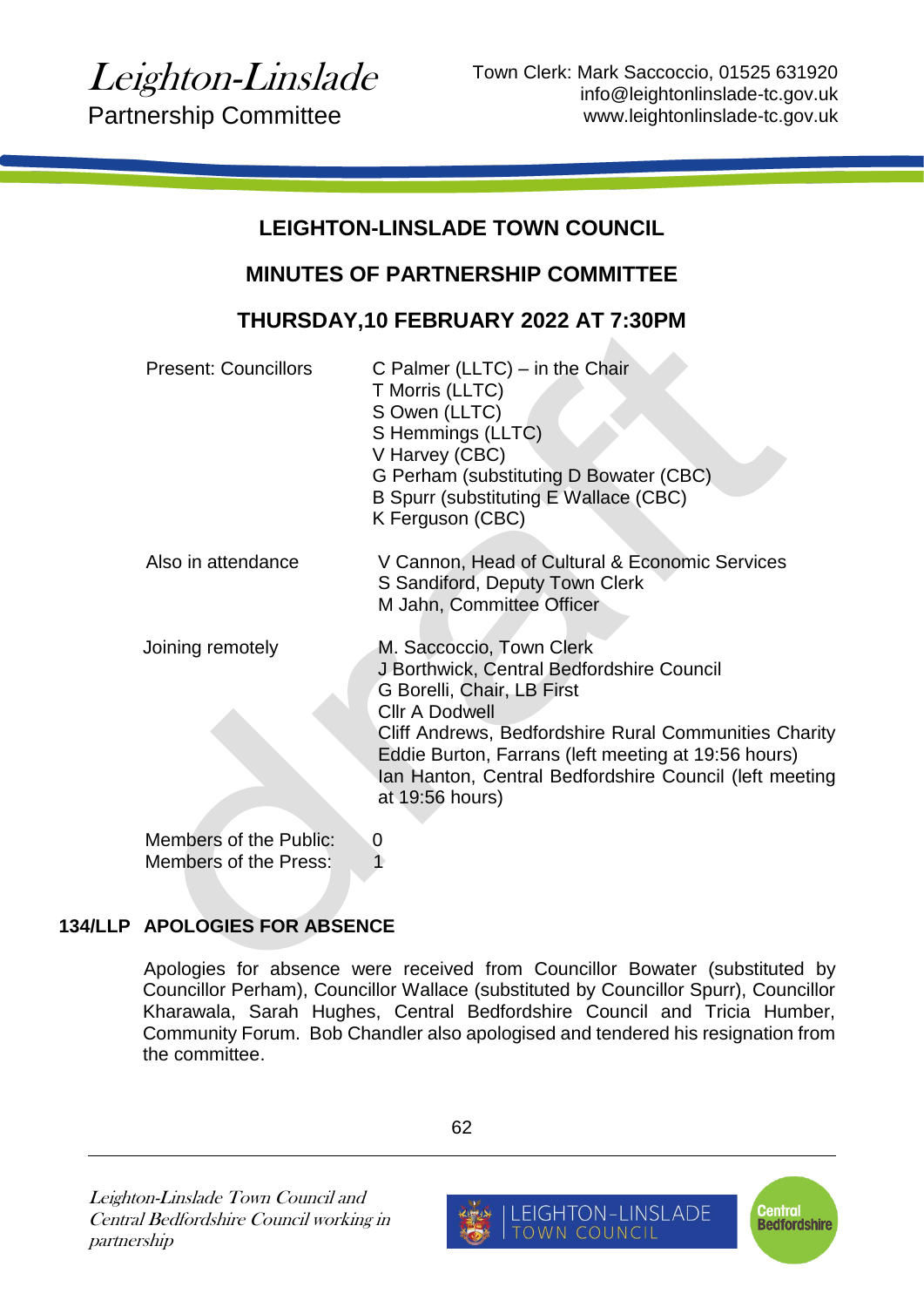*Leighton-Linslade*
Partnership Committee

Town Clerk: Mark Saccoccio, 01525 631920
info@leightonlinslade-tc.gov.uk
www.leightonlinslade-tc.gov.uk

## LEIGHTON-LINSLADE TOWN COUNCIL

## MINUTES OF PARTNERSHIP COMMITTEE

## THURSDAY,10 FEBRUARY 2022 AT 7:30PM

| | |
|---|---|
| Present: Councillors | C Palmer (LLTC) – in the Chair<br>T Morris (LLTC)<br>S Owen (LLTC)<br>S Hemmings (LLTC)<br>V Harvey (CBC)<br>G Perham (substituting D Bowater (CBC)<br>B Spurr (substituting E Wallace (CBC)<br>K Ferguson (CBC) |
| Also in attendance | V Cannon, Head of Cultural & Economic Services<br>S Sandiford, Deputy Town Clerk<br>M Jahn, Committee Officer |
| Joining remotely | M. Saccoccio, Town Clerk<br>J Borthwick, Central Bedfordshire Council<br>G Borelli, Chair, LB First<br>Cllr A Dodwell<br>Cliff Andrews, Bedfordshire Rural Communities Charity<br>Eddie Burton, Farrans (left meeting at 19:56 hours)<br>Ian Hanton, Central Bedfordshire Council (left meeting at 19:56 hours) |
| Members of the Public: | 0 |
| Members of the Press: | 1 |

### 134/LLP APOLOGIES FOR ABSENCE

Apologies for absence were received from Councillor Bowater (substituted by Councillor Perham), Councillor Wallace (substituted by Councillor Spurr), Councillor Kharawala, Sarah Hughes, Central Bedfordshire Council and Tricia Humber, Community Forum. Bob Chandler also apologised and tendered his resignation from the committee.

*Leighton-Linslade Town Council and Central Bedfordshire Council working in partnership*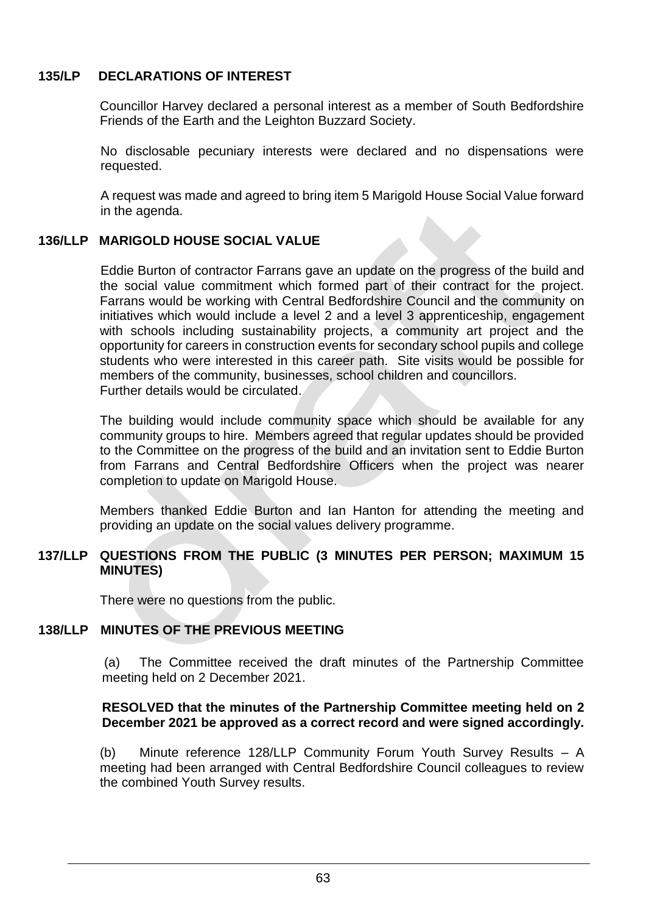## 135/LP DECLARATIONS OF INTEREST

Councillor Harvey declared a personal interest as a member of South Bedfordshire Friends of the Earth and the Leighton Buzzard Society.

No disclosable pecuniary interests were declared and no dispensations were requested.

A request was made and agreed to bring item 5 Marigold House Social Value forward in the agenda.

## 136/LLP MARIGOLD HOUSE SOCIAL VALUE

Eddie Burton of contractor Farrans gave an update on the progress of the build and the social value commitment which formed part of their contract for the project. Farrans would be working with Central Bedfordshire Council and the community on initiatives which would include a level 2 and a level 3 apprenticeship, engagement with schools including sustainability projects, a community art project and the opportunity for careers in construction events for secondary school pupils and college students who were interested in this career path. Site visits would be possible for members of the community, businesses, school children and councillors. Further details would be circulated.

The building would include community space which should be available for any community groups to hire. Members agreed that regular updates should be provided to the Committee on the progress of the build and an invitation sent to Eddie Burton from Farrans and Central Bedfordshire Officers when the project was nearer completion to update on Marigold House.

Members thanked Eddie Burton and Ian Hanton for attending the meeting and providing an update on the social values delivery programme.

## 137/LLP QUESTIONS FROM THE PUBLIC (3 MINUTES PER PERSON; MAXIMUM 15 MINUTES)

There were no questions from the public.

## 138/LLP MINUTES OF THE PREVIOUS MEETING

(a) The Committee received the draft minutes of the Partnership Committee meeting held on 2 December 2021.

**RESOLVED that the minutes of the Partnership Committee meeting held on 2 December 2021 be approved as a correct record and were signed accordingly.**

(b) Minute reference 128/LLP Community Forum Youth Survey Results – A meeting had been arranged with Central Bedfordshire Council colleagues to review the combined Youth Survey results.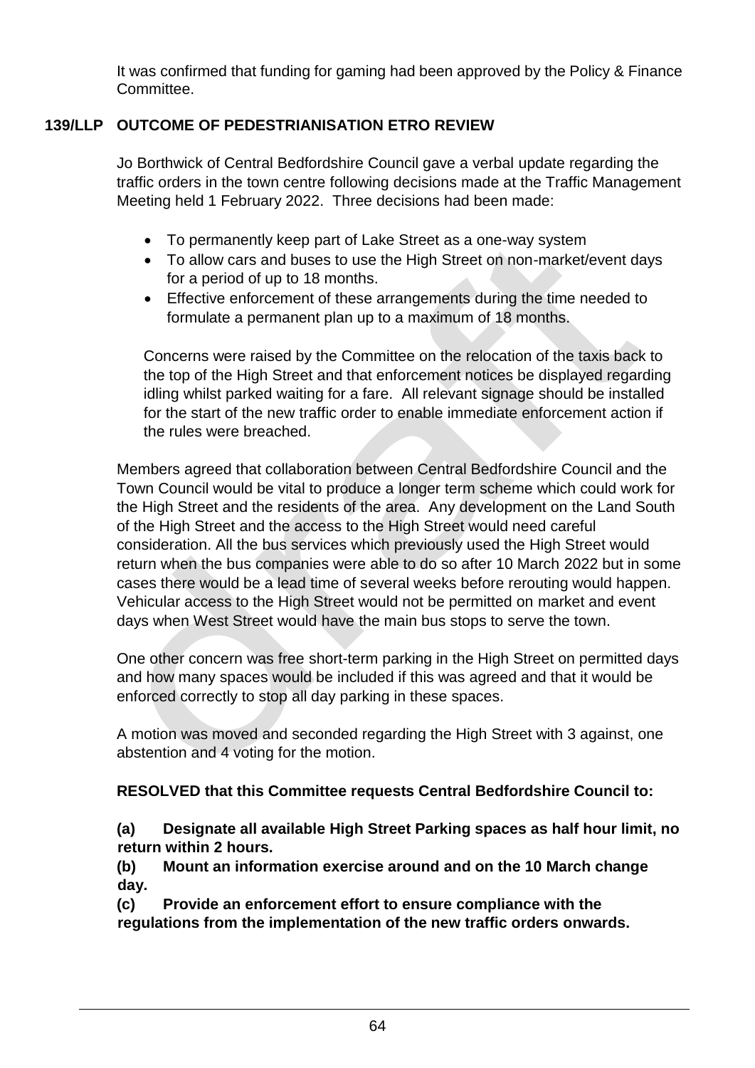It was confirmed that funding for gaming had been approved by the Policy & Finance Committee.

## 139/LLP OUTCOME OF PEDESTRIANISATION ETRO REVIEW

Jo Borthwick of Central Bedfordshire Council gave a verbal update regarding the traffic orders in the town centre following decisions made at the Traffic Management Meeting held 1 February 2022. Three decisions had been made:

- To permanently keep part of Lake Street as a one-way system
- To allow cars and buses to use the High Street on non-market/event days for a period of up to 18 months.
- Effective enforcement of these arrangements during the time needed to formulate a permanent plan up to a maximum of 18 months.

Concerns were raised by the Committee on the relocation of the taxis back to the top of the High Street and that enforcement notices be displayed regarding idling whilst parked waiting for a fare. All relevant signage should be installed for the start of the new traffic order to enable immediate enforcement action if the rules were breached.

Members agreed that collaboration between Central Bedfordshire Council and the Town Council would be vital to produce a longer term scheme which could work for the High Street and the residents of the area. Any development on the Land South of the High Street and the access to the High Street would need careful consideration. All the bus services which previously used the High Street would return when the bus companies were able to do so after 10 March 2022 but in some cases there would be a lead time of several weeks before rerouting would happen. Vehicular access to the High Street would not be permitted on market and event days when West Street would have the main bus stops to serve the town.

One other concern was free short-term parking in the High Street on permitted days and how many spaces would be included if this was agreed and that it would be enforced correctly to stop all day parking in these spaces.

A motion was moved and seconded regarding the High Street with 3 against, one abstention and 4 voting for the motion.

**RESOLVED that this Committee requests Central Bedfordshire Council to:**

**(a) Designate all available High Street Parking spaces as half hour limit, no return within 2 hours.**

**(b) Mount an information exercise around and on the 10 March change day.**

**(c) Provide an enforcement effort to ensure compliance with the regulations from the implementation of the new traffic orders onwards.**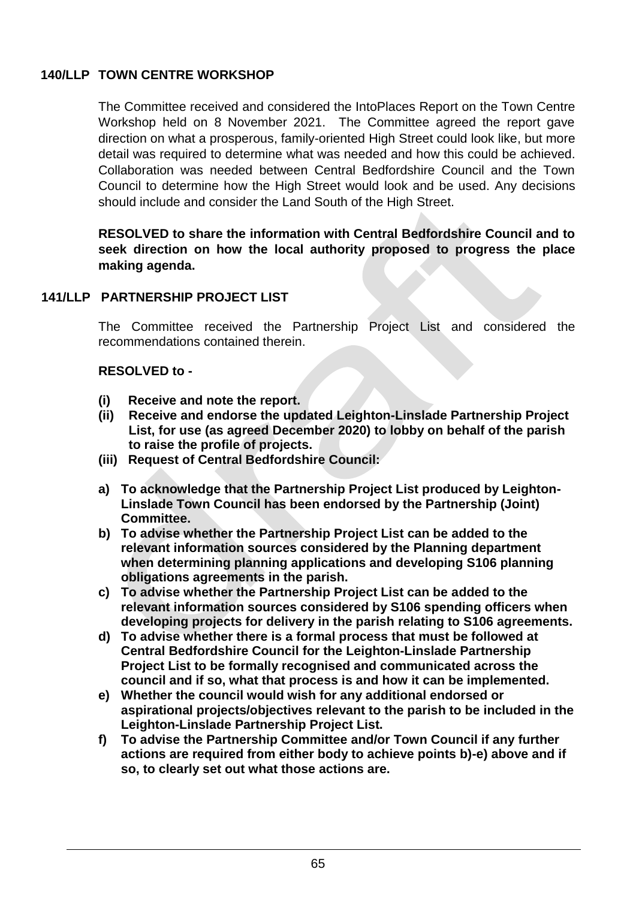## 140/LLP TOWN CENTRE WORKSHOP

The Committee received and considered the IntoPlaces Report on the Town Centre Workshop held on 8 November 2021. The Committee agreed the report gave direction on what a prosperous, family-oriented High Street could look like, but more detail was required to determine what was needed and how this could be achieved. Collaboration was needed between Central Bedfordshire Council and the Town Council to determine how the High Street would look and be used. Any decisions should include and consider the Land South of the High Street.

**RESOLVED to share the information with Central Bedfordshire Council and to seek direction on how the local authority proposed to progress the place making agenda.**

## 141/LLP PARTNERSHIP PROJECT LIST

The Committee received the Partnership Project List and considered the recommendations contained therein.

**RESOLVED to -**

- **(i) Receive and note the report.**
- **(ii) Receive and endorse the updated Leighton-Linslade Partnership Project List, for use (as agreed December 2020) to lobby on behalf of the parish to raise the profile of projects.**
- **(iii) Request of Central Bedfordshire Council:**

- **a) To acknowledge that the Partnership Project List produced by Leighton-Linslade Town Council has been endorsed by the Partnership (Joint) Committee.**
- **b) To advise whether the Partnership Project List can be added to the relevant information sources considered by the Planning department when determining planning applications and developing S106 planning obligations agreements in the parish.**
- **c) To advise whether the Partnership Project List can be added to the relevant information sources considered by S106 spending officers when developing projects for delivery in the parish relating to S106 agreements.**
- **d) To advise whether there is a formal process that must be followed at Central Bedfordshire Council for the Leighton-Linslade Partnership Project List to be formally recognised and communicated across the council and if so, what that process is and how it can be implemented.**
- **e) Whether the council would wish for any additional endorsed or aspirational projects/objectives relevant to the parish to be included in the Leighton-Linslade Partnership Project List.**
- **f) To advise the Partnership Committee and/or Town Council if any further actions are required from either body to achieve points b)-e) above and if so, to clearly set out what those actions are.**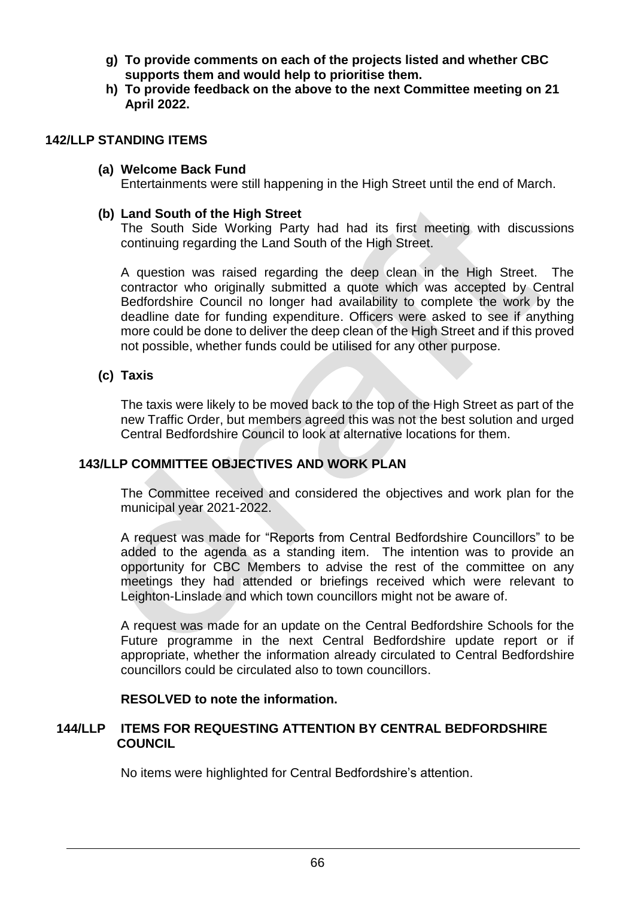**g) To provide comments on each of the projects listed and whether CBC supports them and would help to prioritise them.**

**h) To provide feedback on the above to the next Committee meeting on 21 April 2022.**

## 142/LLP STANDING ITEMS

**(a) Welcome Back Fund**

Entertainments were still happening in the High Street until the end of March.

**(b) Land South of the High Street**

The South Side Working Party had had its first meeting with discussions continuing regarding the Land South of the High Street.

A question was raised regarding the deep clean in the High Street. The contractor who originally submitted a quote which was accepted by Central Bedfordshire Council no longer had availability to complete the work by the deadline date for funding expenditure. Officers were asked to see if anything more could be done to deliver the deep clean of the High Street and if this proved not possible, whether funds could be utilised for any other purpose.

**(c) Taxis**

The taxis were likely to be moved back to the top of the High Street as part of the new Traffic Order, but members agreed this was not the best solution and urged Central Bedfordshire Council to look at alternative locations for them.

## 143/LLP COMMITTEE OBJECTIVES AND WORK PLAN

The Committee received and considered the objectives and work plan for the municipal year 2021-2022.

A request was made for "Reports from Central Bedfordshire Councillors" to be added to the agenda as a standing item. The intention was to provide an opportunity for CBC Members to advise the rest of the committee on any meetings they had attended or briefings received which were relevant to Leighton-Linslade and which town councillors might not be aware of.

A request was made for an update on the Central Bedfordshire Schools for the Future programme in the next Central Bedfordshire update report or if appropriate, whether the information already circulated to Central Bedfordshire councillors could be circulated also to town councillors.

**RESOLVED to note the information.**

## 144/LLP ITEMS FOR REQUESTING ATTENTION BY CENTRAL BEDFORDSHIRE COUNCIL

No items were highlighted for Central Bedfordshire's attention.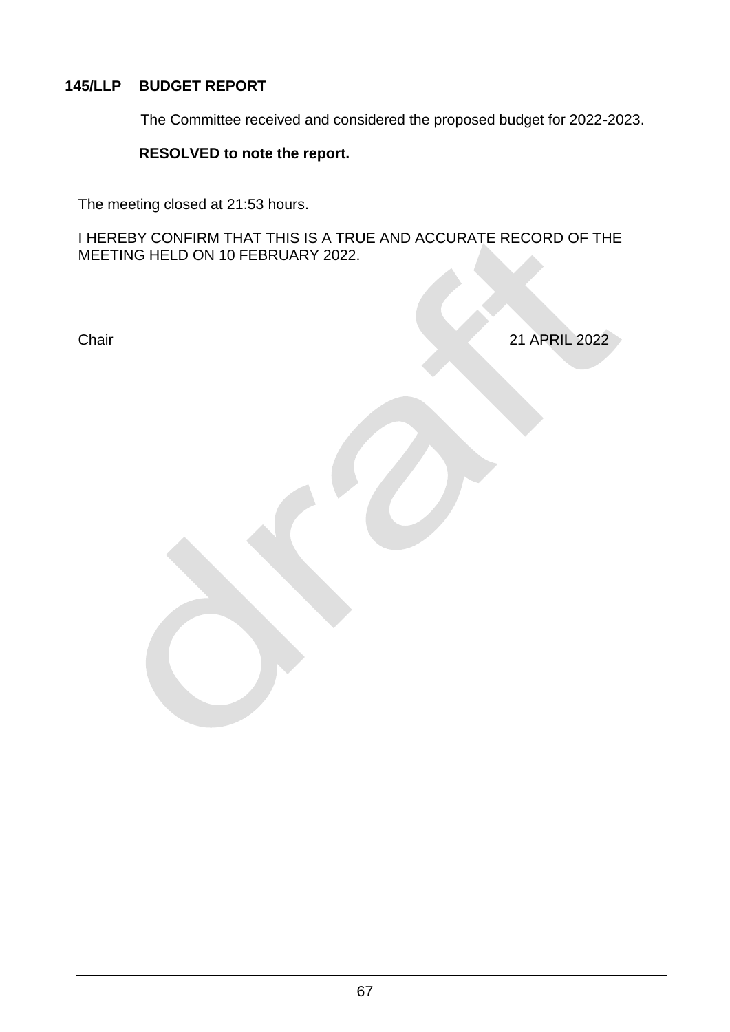**145/LLP BUDGET REPORT**

The Committee received and considered the proposed budget for 2022-2023.

**RESOLVED to note the report.**

The meeting closed at 21:53 hours.

I HEREBY CONFIRM THAT THIS IS A TRUE AND ACCURATE RECORD OF THE MEETING HELD ON 10 FEBRUARY 2022.

Chair 21 APRIL 2022